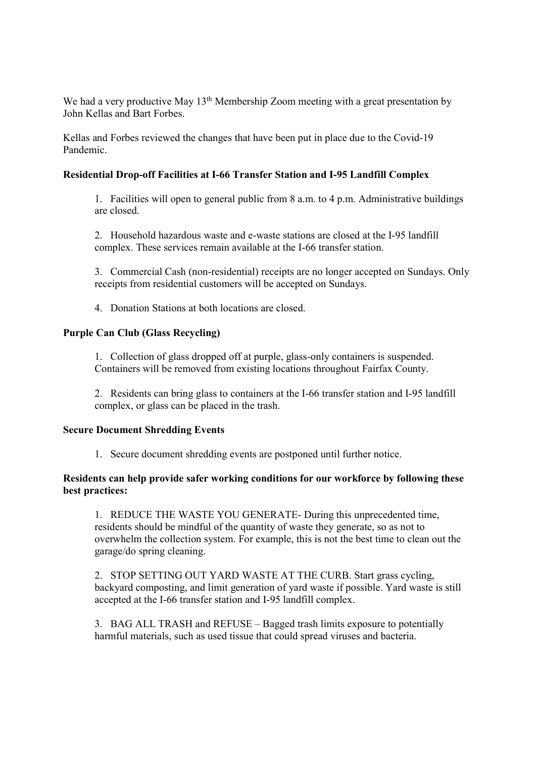We had a very productive May 13th Membership Zoom meeting with a great presentation by John Kellas and Bart Forbes.

Kellas and Forbes reviewed the changes that have been put in place due to the Covid-19 Pandemic.

**Residential Drop-off Facilities at I-66 Transfer Station and I-95 Landfill Complex**

1. Facilities will open to general public from 8 a.m. to 4 p.m. Administrative buildings are closed.
2. Household hazardous waste and e-waste stations are closed at the I-95 landfill complex. These services remain available at the I-66 transfer station.
3. Commercial Cash (non-residential) receipts are no longer accepted on Sundays. Only receipts from residential customers will be accepted on Sundays.
4. Donation Stations at both locations are closed.

**Purple Can Club (Glass Recycling)**

1. Collection of glass dropped off at purple, glass-only containers is suspended. Containers will be removed from existing locations throughout Fairfax County.
2. Residents can bring glass to containers at the I-66 transfer station and I-95 landfill complex, or glass can be placed in the trash.

**Secure Document Shredding Events**

1. Secure document shredding events are postponed until further notice.

**Residents can help provide safer working conditions for our workforce by following these best practices:**

1. REDUCE THE WASTE YOU GENERATE- During this unprecedented time, residents should be mindful of the quantity of waste they generate, so as not to overwhelm the collection system. For example, this is not the best time to clean out the garage/do spring cleaning.
2. STOP SETTING OUT YARD WASTE AT THE CURB. Start grass cycling, backyard composting, and limit generation of yard waste if possible. Yard waste is still accepted at the I-66 transfer station and I-95 landfill complex.
3. BAG ALL TRASH and REFUSE – Bagged trash limits exposure to potentially harmful materials, such as used tissue that could spread viruses and bacteria.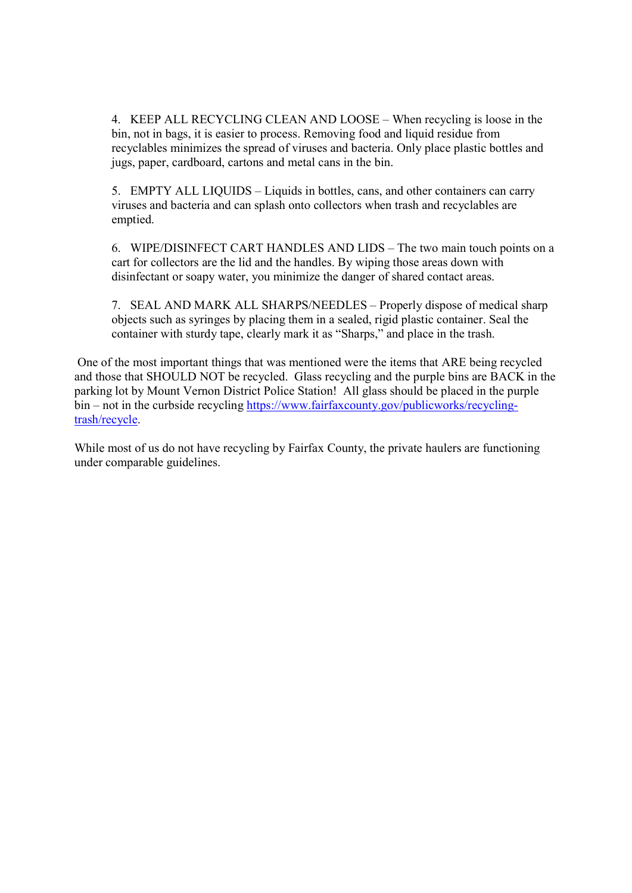4. KEEP ALL RECYCLING CLEAN AND LOOSE – When recycling is loose in the bin, not in bags, it is easier to process. Removing food and liquid residue from recyclables minimizes the spread of viruses and bacteria. Only place plastic bottles and jugs, paper, cardboard, cartons and metal cans in the bin.

5. EMPTY ALL LIQUIDS – Liquids in bottles, cans, and other containers can carry viruses and bacteria and can splash onto collectors when trash and recyclables are emptied.

6. WIPE/DISINFECT CART HANDLES AND LIDS – The two main touch points on a cart for collectors are the lid and the handles. By wiping those areas down with disinfectant or soapy water, you minimize the danger of shared contact areas.

7. SEAL AND MARK ALL SHARPS/NEEDLES – Properly dispose of medical sharp objects such as syringes by placing them in a sealed, rigid plastic container. Seal the container with sturdy tape, clearly mark it as "Sharps," and place in the trash.

One of the most important things that was mentioned were the items that ARE being recycled and those that SHOULD NOT be recycled. Glass recycling and the purple bins are BACK in the parking lot by Mount Vernon District Police Station! All glass should be placed in the purple bin – not in the curbside recycling [https://www.fairfaxcounty.gov/publicworks/recycling-trash/recycle](https://www.fairfaxcounty.gov/publicworks/recycling-trash/recycle).

While most of us do not have recycling by Fairfax County, the private haulers are functioning under comparable guidelines.